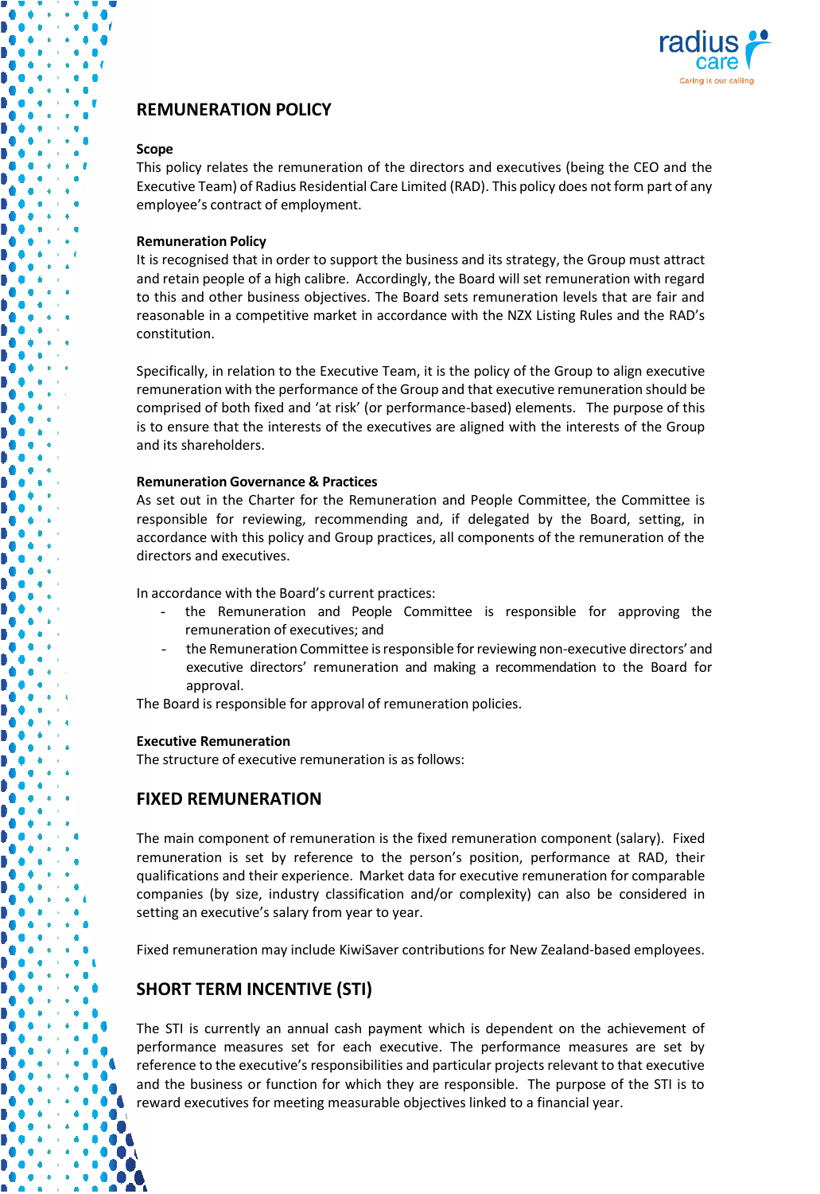# REMUNERATION POLICY

**Scope**

This policy relates the remuneration of the directors and executives (being the CEO and the Executive Team) of Radius Residential Care Limited (RAD). This policy does not form part of any employee's contract of employment.

**Remuneration Policy**

It is recognised that in order to support the business and its strategy, the Group must attract and retain people of a high calibre. Accordingly, the Board will set remuneration with regard to this and other business objectives. The Board sets remuneration levels that are fair and reasonable in a competitive market in accordance with the NZX Listing Rules and the RAD's constitution.

Specifically, in relation to the Executive Team, it is the policy of the Group to align executive remuneration with the performance of the Group and that executive remuneration should be comprised of both fixed and 'at risk' (or performance-based) elements. The purpose of this is to ensure that the interests of the executives are aligned with the interests of the Group and its shareholders.

**Remuneration Governance & Practices**

As set out in the Charter for the Remuneration and People Committee, the Committee is responsible for reviewing, recommending and, if delegated by the Board, setting, in accordance with this policy and Group practices, all components of the remuneration of the directors and executives.

In accordance with the Board's current practices:

- the Remuneration and People Committee is responsible for approving the remuneration of executives; and
- the Remuneration Committee is responsible for reviewing non-executive directors' and executive directors' remuneration and making a recommendation to the Board for approval.

The Board is responsible for approval of remuneration policies.

**Executive Remuneration**

The structure of executive remuneration is as follows:

## FIXED REMUNERATION

The main component of remuneration is the fixed remuneration component (salary). Fixed remuneration is set by reference to the person's position, performance at RAD, their qualifications and their experience. Market data for executive remuneration for comparable companies (by size, industry classification and/or complexity) can also be considered in setting an executive's salary from year to year.

Fixed remuneration may include KiwiSaver contributions for New Zealand-based employees.

## SHORT TERM INCENTIVE (STI)

The STI is currently an annual cash payment which is dependent on the achievement of performance measures set for each executive. The performance measures are set by reference to the executive's responsibilities and particular projects relevant to that executive and the business or function for which they are responsible. The purpose of the STI is to reward executives for meeting measurable objectives linked to a financial year.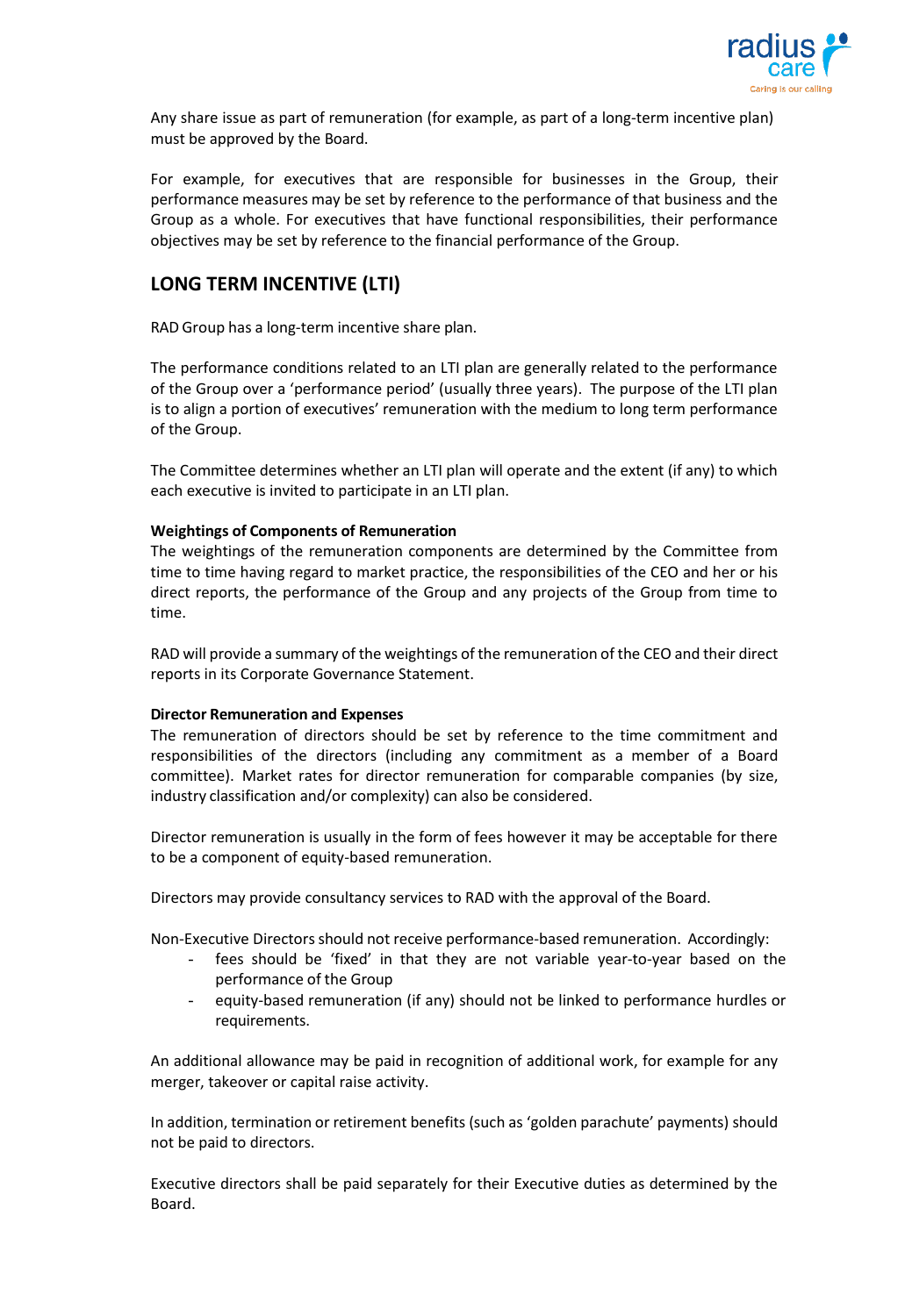Any share issue as part of remuneration (for example, as part of a long-term incentive plan) must be approved by the Board.

For example, for executives that are responsible for businesses in the Group, their performance measures may be set by reference to the performance of that business and the Group as a whole. For executives that have functional responsibilities, their performance objectives may be set by reference to the financial performance of the Group.

## LONG TERM INCENTIVE (LTI)

RAD Group has a long-term incentive share plan.

The performance conditions related to an LTI plan are generally related to the performance of the Group over a 'performance period' (usually three years). The purpose of the LTI plan is to align a portion of executives' remuneration with the medium to long term performance of the Group.

The Committee determines whether an LTI plan will operate and the extent (if any) to which each executive is invited to participate in an LTI plan.

**Weightings of Components of Remuneration**

The weightings of the remuneration components are determined by the Committee from time to time having regard to market practice, the responsibilities of the CEO and her or his direct reports, the performance of the Group and any projects of the Group from time to time.

RAD will provide a summary of the weightings of the remuneration of the CEO and their direct reports in its Corporate Governance Statement.

**Director Remuneration and Expenses**

The remuneration of directors should be set by reference to the time commitment and responsibilities of the directors (including any commitment as a member of a Board committee). Market rates for director remuneration for comparable companies (by size, industry classification and/or complexity) can also be considered.

Director remuneration is usually in the form of fees however it may be acceptable for there to be a component of equity-based remuneration.

Directors may provide consultancy services to RAD with the approval of the Board.

Non-Executive Directors should not receive performance-based remuneration. Accordingly:

- fees should be 'fixed' in that they are not variable year-to-year based on the performance of the Group
- equity-based remuneration (if any) should not be linked to performance hurdles or requirements.

An additional allowance may be paid in recognition of additional work, for example for any merger, takeover or capital raise activity.

In addition, termination or retirement benefits (such as 'golden parachute' payments) should not be paid to directors.

Executive directors shall be paid separately for their Executive duties as determined by the Board.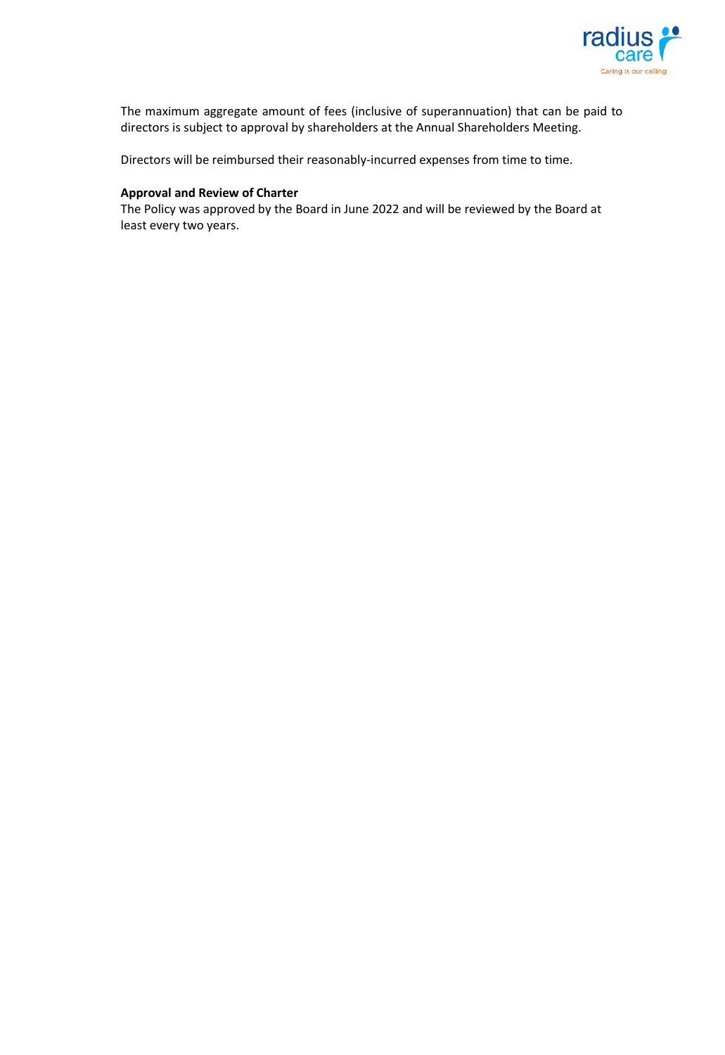The maximum aggregate amount of fees (inclusive of superannuation) that can be paid to directors is subject to approval by shareholders at the Annual Shareholders Meeting.

Directors will be reimbursed their reasonably-incurred expenses from time to time.

**Approval and Review of Charter**
The Policy was approved by the Board in June 2022 and will be reviewed by the Board at least every two years.